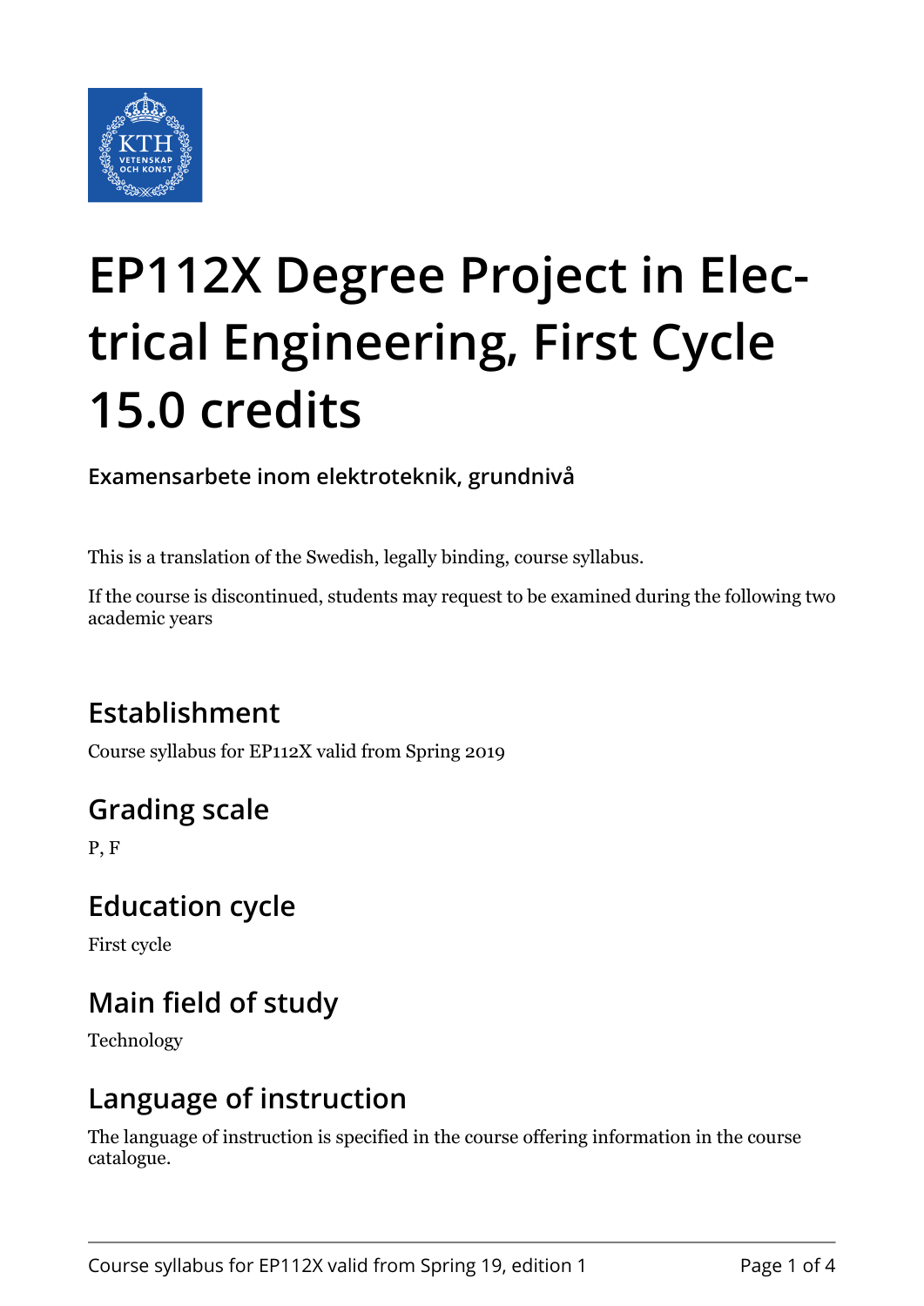# EP112X Degree Project in Electrical Engineering, First Cycle 15.0 credits

**Examensarbete inom elektroteknik, grundnivå**

This is a translation of the Swedish, legally binding, course syllabus.

If the course is discontinued, students may request to be examined during the following two academic years

## Establishment

Course syllabus for EP112X valid from Spring 2019

## Grading scale

P, F

## Education cycle

First cycle

## Main field of study

Technology

## Language of instruction

The language of instruction is specified in the course offering information in the course catalogue.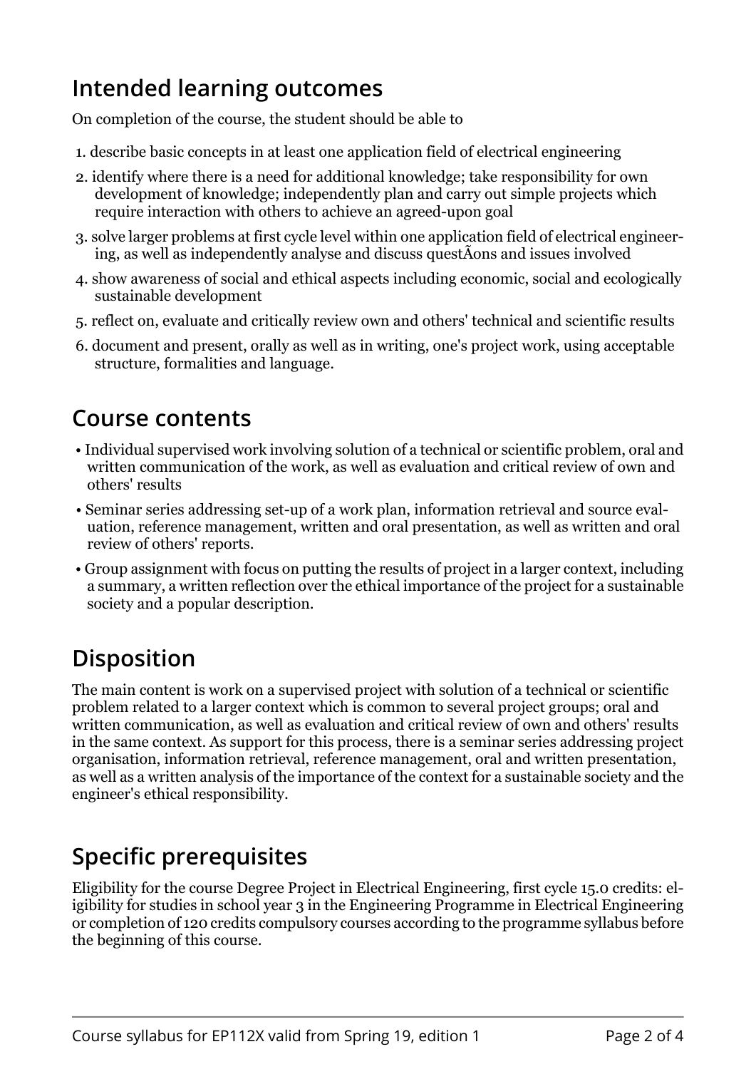## Intended learning outcomes

On completion of the course, the student should be able to

1. describe basic concepts in at least one application field of electrical engineering
2. identify where there is a need for additional knowledge; take responsibility for own development of knowledge; independently plan and carry out simple projects which require interaction with others to achieve an agreed-upon goal
3. solve larger problems at first cycle level within one application field of electrical engineering, as well as independently analyse and discuss questÃons and issues involved
4. show awareness of social and ethical aspects including economic, social and ecologically sustainable development
5. reflect on, evaluate and critically review own and others' technical and scientific results
6. document and present, orally as well as in writing, one's project work, using acceptable structure, formalities and language.

## Course contents

- Individual supervised work involving solution of a technical or scientific problem, oral and written communication of the work, as well as evaluation and critical review of own and others' results
- Seminar series addressing set-up of a work plan, information retrieval and source evaluation, reference management, written and oral presentation, as well as written and oral review of others' reports.
- Group assignment with focus on putting the results of project in a larger context, including a summary, a written reflection over the ethical importance of the project for a sustainable society and a popular description.

## Disposition

The main content is work on a supervised project with solution of a technical or scientific problem related to a larger context which is common to several project groups; oral and written communication, as well as evaluation and critical review of own and others' results in the same context. As support for this process, there is a seminar series addressing project organisation, information retrieval, reference management, oral and written presentation, as well as a written analysis of the importance of the context for a sustainable society and the engineer's ethical responsibility.

## Specific prerequisites

Eligibility for the course Degree Project in Electrical Engineering, first cycle 15.0 credits: eligibility for studies in school year 3 in the Engineering Programme in Electrical Engineering or completion of 120 credits compulsory courses according to the programme syllabus before the beginning of this course.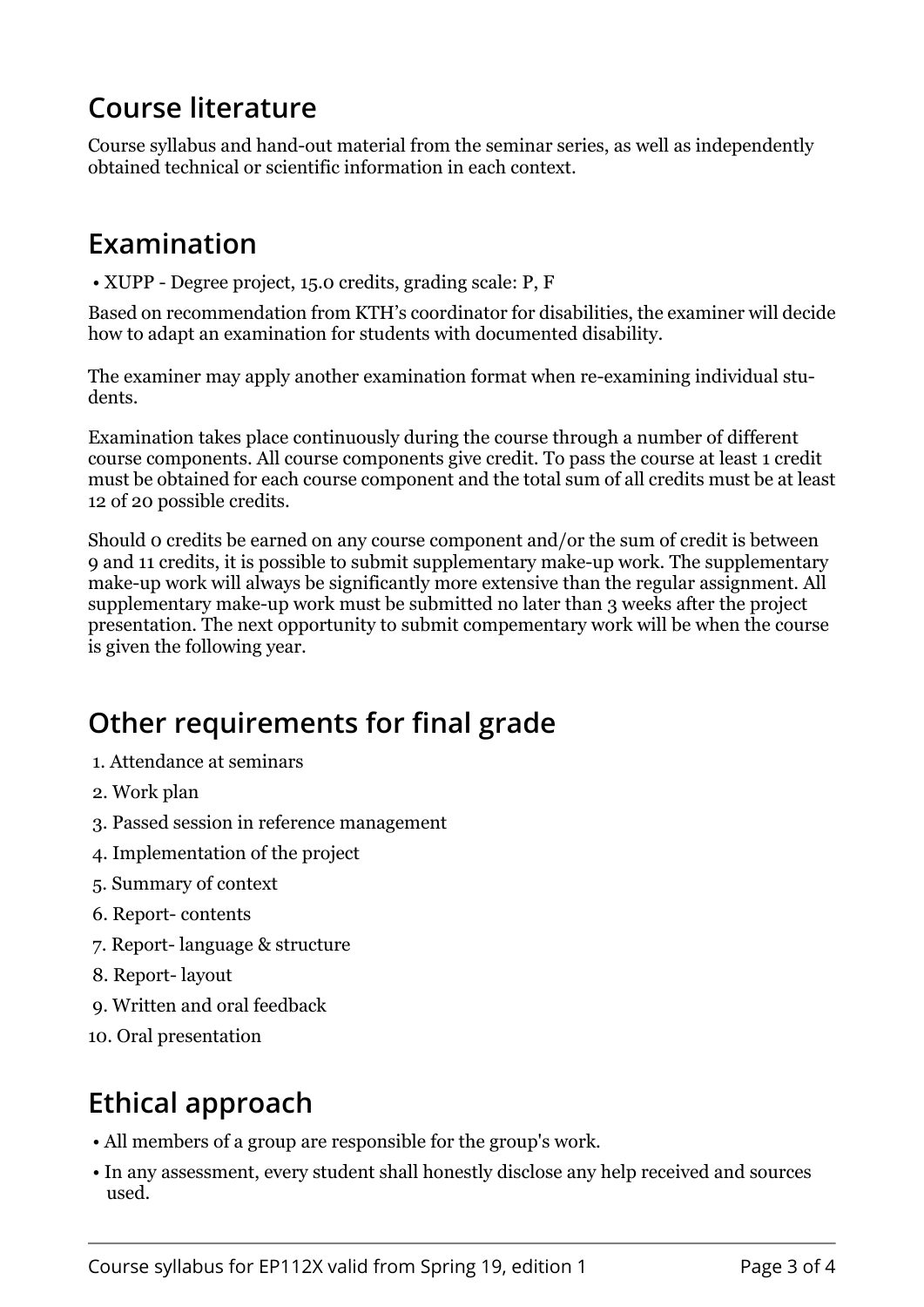## Course literature

Course syllabus and hand-out material from the seminar series, as well as independently obtained technical or scientific information in each context.

## Examination

- XUPP - Degree project, 15.0 credits, grading scale: P, F

Based on recommendation from KTH's coordinator for disabilities, the examiner will decide how to adapt an examination for students with documented disability.

The examiner may apply another examination format when re-examining individual students.

Examination takes place continuously during the course through a number of different course components. All course components give credit. To pass the course at least 1 credit must be obtained for each course component and the total sum of all credits must be at least 12 of 20 possible credits.

Should 0 credits be earned on any course component and/or the sum of credit is between 9 and 11 credits, it is possible to submit supplementary make-up work. The supplementary make-up work will always be significantly more extensive than the regular assignment. All supplementary make-up work must be submitted no later than 3 weeks after the project presentation. The next opportunity to submit compementary work will be when the course is given the following year.

## Other requirements for final grade

1. Attendance at seminars
2. Work plan
3. Passed session in reference management
4. Implementation of the project
5. Summary of context
6. Report- contents
7. Report- language & structure
8. Report- layout
9. Written and oral feedback
10. Oral presentation

## Ethical approach

- All members of a group are responsible for the group's work.
- In any assessment, every student shall honestly disclose any help received and sources used.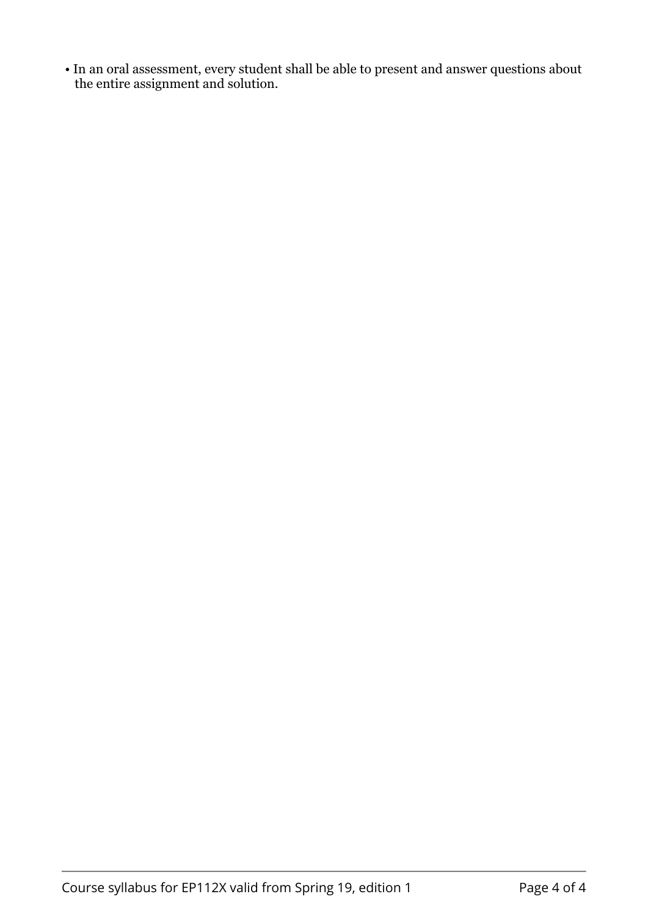- In an oral assessment, every student shall be able to present and answer questions about the entire assignment and solution.